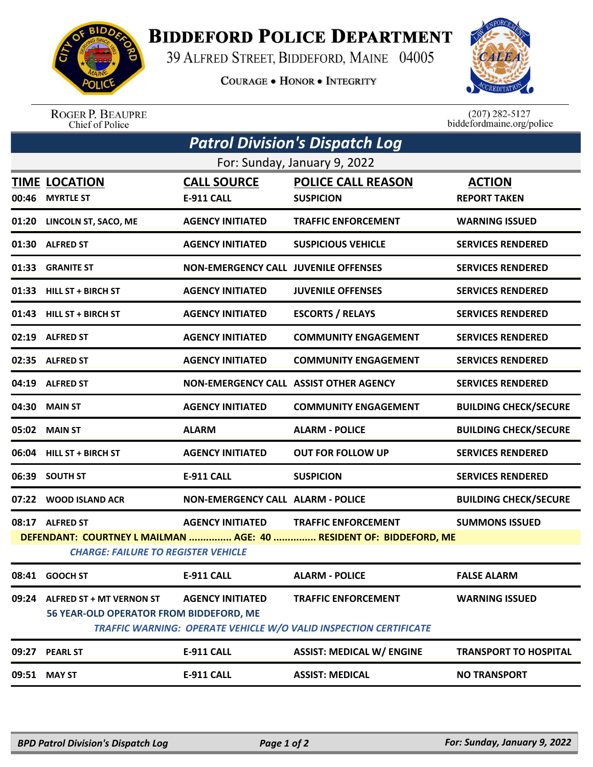# Biddeford Police Department

39 Alfred Street, Biddeford, Maine 04005

Courage • Honor • Integrity

Roger P. Beaupre
Chief of Police

(207) 282-5127
biddefordmaine.org/police

## Patrol Division's Dispatch Log

For: Sunday, January 9, 2022

| TIME | LOCATION | CALL SOURCE | POLICE CALL REASON | ACTION |
|---|---|---|---|---|
| 00:46 | MYRTLE ST | E-911 CALL | SUSPICION | REPORT TAKEN |
| 01:20 | LINCOLN ST, SACO, ME | AGENCY INITIATED | TRAFFIC ENFORCEMENT | WARNING ISSUED |
| 01:30 | ALFRED ST | AGENCY INITIATED | SUSPICIOUS VEHICLE | SERVICES RENDERED |
| 01:33 | GRANITE ST | NON-EMERGENCY CALL | JUVENILE OFFENSES | SERVICES RENDERED |
| 01:33 | HILL ST + BIRCH ST | AGENCY INITIATED | JUVENILE OFFENSES | SERVICES RENDERED |
| 01:43 | HILL ST + BIRCH ST | AGENCY INITIATED | ESCORTS / RELAYS | SERVICES RENDERED |
| 02:19 | ALFRED ST | AGENCY INITIATED | COMMUNITY ENGAGEMENT | SERVICES RENDERED |
| 02:35 | ALFRED ST | AGENCY INITIATED | COMMUNITY ENGAGEMENT | SERVICES RENDERED |
| 04:19 | ALFRED ST | NON-EMERGENCY CALL | ASSIST OTHER AGENCY | SERVICES RENDERED |
| 04:30 | MAIN ST | AGENCY INITIATED | COMMUNITY ENGAGEMENT | BUILDING CHECK/SECURE |
| 05:02 | MAIN ST | ALARM | ALARM - POLICE | BUILDING CHECK/SECURE |
| 06:04 | HILL ST + BIRCH ST | AGENCY INITIATED | OUT FOR FOLLOW UP | SERVICES RENDERED |
| 06:39 | SOUTH ST | E-911 CALL | SUSPICION | SERVICES RENDERED |
| 07:22 | WOOD ISLAND ACR | NON-EMERGENCY CALL | ALARM - POLICE | BUILDING CHECK/SECURE |
| 08:17 | ALFRED ST | AGENCY INITIATED | TRAFFIC ENFORCEMENT | SUMMONS ISSUED |

**DEFENDANT: COURTNEY L MAILMAN ............... AGE: 40 ............... RESIDENT OF: BIDDEFORD, ME**

***CHARGE: FAILURE TO REGISTER VEHICLE***

| TIME | LOCATION | CALL SOURCE | POLICE CALL REASON | ACTION |
|---|---|---|---|---|
| 08:41 | GOOCH ST | E-911 CALL | ALARM - POLICE | FALSE ALARM |
| 09:24 | ALFRED ST + MT VERNON ST | AGENCY INITIATED | TRAFFIC ENFORCEMENT | WARNING ISSUED |

**56 YEAR-OLD OPERATOR FROM BIDDEFORD, ME**

***TRAFFIC WARNING: OPERATE VEHICLE W/O VALID INSPECTION CERTIFICATE***

| TIME | LOCATION | CALL SOURCE | POLICE CALL REASON | ACTION |
|---|---|---|---|---|
| 09:27 | PEARL ST | E-911 CALL | ASSIST: MEDICAL W/ ENGINE | TRANSPORT TO HOSPITAL |
| 09:51 | MAY ST | E-911 CALL | ASSIST: MEDICAL | NO TRANSPORT |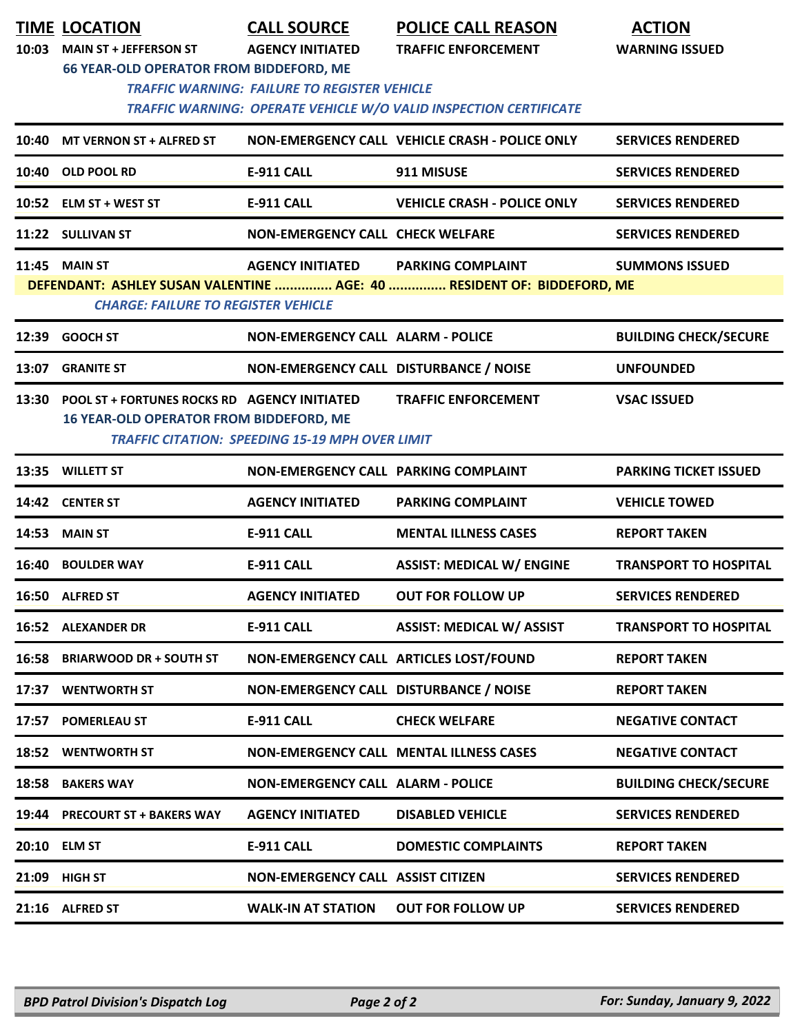| TIME | LOCATION | CALL SOURCE | POLICE CALL REASON | ACTION |
|---|---|---|---|---|
| 10:03 | MAIN ST + JEFFERSON ST | AGENCY INITIATED | TRAFFIC ENFORCEMENT | WARNING ISSUED |
| | 66 YEAR-OLD OPERATOR FROM BIDDEFORD, ME | | | |
| | *TRAFFIC WARNING: FAILURE TO REGISTER VEHICLE* | | | |
| | *TRAFFIC WARNING: OPERATE VEHICLE W/O VALID INSPECTION CERTIFICATE* | | | |
| 10:40 | MT VERNON ST + ALFRED ST | NON-EMERGENCY CALL | VEHICLE CRASH - POLICE ONLY | SERVICES RENDERED |
| 10:40 | OLD POOL RD | E-911 CALL | 911 MISUSE | SERVICES RENDERED |
| 10:52 | ELM ST + WEST ST | E-911 CALL | VEHICLE CRASH - POLICE ONLY | SERVICES RENDERED |
| 11:22 | SULLIVAN ST | NON-EMERGENCY CALL | CHECK WELFARE | SERVICES RENDERED |
| 11:45 | MAIN ST | AGENCY INITIATED | PARKING COMPLAINT | SUMMONS ISSUED |
| | DEFENDANT: ASHLEY SUSAN VALENTINE ............... AGE: 40 ............... RESIDENT OF: BIDDEFORD, ME | | | |
| | *CHARGE: FAILURE TO REGISTER VEHICLE* | | | |
| 12:39 | GOOCH ST | NON-EMERGENCY CALL | ALARM - POLICE | BUILDING CHECK/SECURE |
| 13:07 | GRANITE ST | NON-EMERGENCY CALL | DISTURBANCE / NOISE | UNFOUNDED |
| 13:30 | POOL ST + FORTUNES ROCKS RD | AGENCY INITIATED | TRAFFIC ENFORCEMENT | VSAC ISSUED |
| | 16 YEAR-OLD OPERATOR FROM BIDDEFORD, ME | | | |
| | *TRAFFIC CITATION: SPEEDING 15-19 MPH OVER LIMIT* | | | |
| 13:35 | WILLETT ST | NON-EMERGENCY CALL | PARKING COMPLAINT | PARKING TICKET ISSUED |
| 14:42 | CENTER ST | AGENCY INITIATED | PARKING COMPLAINT | VEHICLE TOWED |
| 14:53 | MAIN ST | E-911 CALL | MENTAL ILLNESS CASES | REPORT TAKEN |
| 16:40 | BOULDER WAY | E-911 CALL | ASSIST: MEDICAL W/ ENGINE | TRANSPORT TO HOSPITAL |
| 16:50 | ALFRED ST | AGENCY INITIATED | OUT FOR FOLLOW UP | SERVICES RENDERED |
| 16:52 | ALEXANDER DR | E-911 CALL | ASSIST: MEDICAL W/ ASSIST | TRANSPORT TO HOSPITAL |
| 16:58 | BRIARWOOD DR + SOUTH ST | NON-EMERGENCY CALL | ARTICLES LOST/FOUND | REPORT TAKEN |
| 17:37 | WENTWORTH ST | NON-EMERGENCY CALL | DISTURBANCE / NOISE | REPORT TAKEN |
| 17:57 | POMERLEAU ST | E-911 CALL | CHECK WELFARE | NEGATIVE CONTACT |
| 18:52 | WENTWORTH ST | NON-EMERGENCY CALL | MENTAL ILLNESS CASES | NEGATIVE CONTACT |
| 18:58 | BAKERS WAY | NON-EMERGENCY CALL | ALARM - POLICE | BUILDING CHECK/SECURE |
| 19:44 | PRECOURT ST + BAKERS WAY | AGENCY INITIATED | DISABLED VEHICLE | SERVICES RENDERED |
| 20:10 | ELM ST | E-911 CALL | DOMESTIC COMPLAINTS | REPORT TAKEN |
| 21:09 | HIGH ST | NON-EMERGENCY CALL | ASSIST CITIZEN | SERVICES RENDERED |
| 21:16 | ALFRED ST | WALK-IN AT STATION | OUT FOR FOLLOW UP | SERVICES RENDERED |